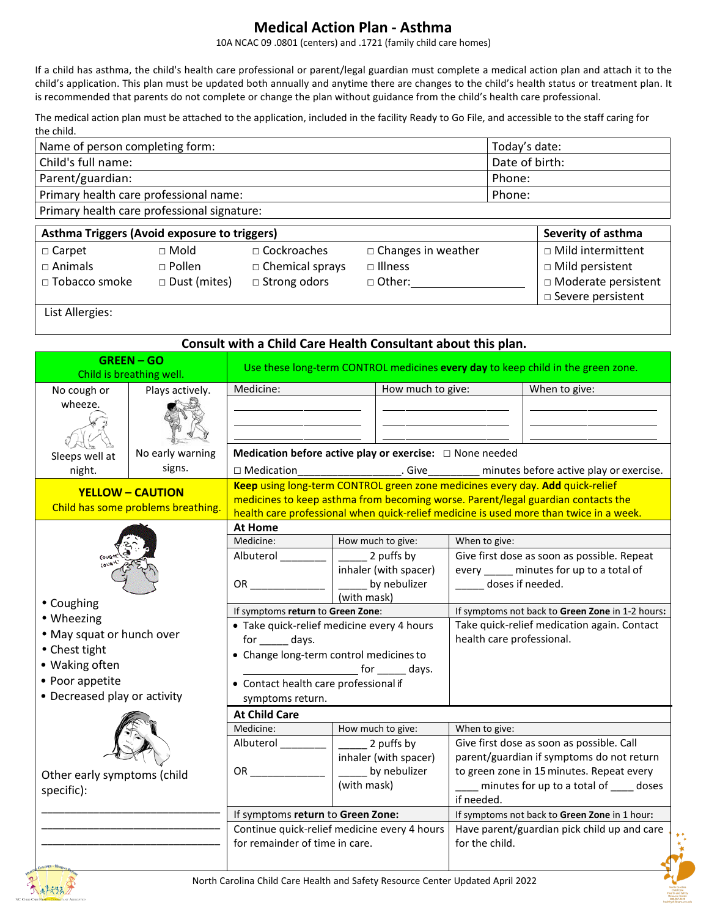# Medical Action Plan - Asthma

10A NCAC 09 .0801 (centers) and .1721 (family child care homes)

If a child has asthma, the child's health care professional or parent/legal guardian must complete a medical action plan and attach it to the child's application. This plan must be updated both annually and anytime there are changes to the child's health status or treatment plan. It is recommended that parents do not complete or change the plan without guidance from the child's health care professional.

The medical action plan must be attached to the application, included in the facility Ready to Go File, and accessible to the staff caring for the child.

| | |
|---|---|
| Name of person completing form: | Today's date: |
| Child's full name: | Date of birth: |
| Parent/guardian: | Phone: |
| Primary health care professional name: | Phone: |
| Primary health care professional signature: | |

| Asthma Triggers (Avoid exposure to triggers) | | | | Severity of asthma |
|---|---|---|---|---|
| □ Carpet | □ Mold | □ Cockroaches | □ Changes in weather | □ Mild intermittent |
| □ Animals | □ Pollen | □ Chemical sprays | □ Illness | □ Mild persistent |
| □ Tobacco smoke | □ Dust (mites) | □ Strong odors | □ Other:________________ | □ Moderate persistent |
| | | | | □ Severe persistent |

List Allergies:

**Consult with a Child Care Health Consultant about this plan.**

## GREEN – GO
Child is breathing well.

- No cough or wheeze.
- Plays actively.
- Sleeps well at night.
- No early warning signs.

Use these long-term CONTROL medicines **every day** to keep child in the green zone.

| Medicine: | How much to give: | When to give: |
|---|---|---|
| ____________________ | ____________________ | ____________________ |
| ____________________ | ____________________ | ____________________ |
| ____________________ | ____________________ | ____________________ |

**Medication before active play or exercise:** □ None needed

□ Medication__________________. Give_________ minutes before active play or exercise.

## YELLOW – CAUTION
Child has some problems breathing.

**Keep** using long-term CONTROL green zone medicines every day. **Add** quick-relief medicines to keep asthma from becoming worse. Parent/guardian contacts the health care professional when quick-relief medicine is used more than twice in a week.

- Coughing
- Wheezing
- May squat or hunch over
- Chest tight
- Waking often
- Poor appetite
- Decreased play or activity

Other early symptoms (child specific):

______________________________

______________________________

______________________________

### At Home

| Medicine: | How much to give: | When to give: |
|---|---|---|
| Albuterol ________ OR _____________ | _____ 2 puffs by inhaler (with spacer) _____ by nebulizer (with mask) | Give first dose as soon as possible. Repeat every _____ minutes for up to a total of _____ doses if needed. |

| If symptoms **return** to **Green Zone**: | If symptoms not back to **Green Zone** in 1-2 hours: |
|---|---|
| • Take quick-relief medicine every 4 hours for _____ days. • Change long-term control medicines to ____________________ for _____ days. • Contact health care professional if symptoms return. | Take quick-relief medication again. Contact health care professional. |

### At Child Care

| Medicine: | How much to give: | When to give: |
|---|---|---|
| Albuterol ________ OR _____________ | _____ 2 puffs by inhaler (with spacer) _____ by nebulizer (with mask) | Give first dose as soon as possible. Call parent/guardian if symptoms do not return to green zone in 15 minutes. Repeat every ____ minutes for up to a total of ____ doses if needed. |

| If symptoms **return** to **Green Zone:** | If symptoms not back to **Green Zone** in 1 hour: |
|---|---|
| Continue quick-relief medicine every 4 hours for remainder of time in care. | Have parent/guardian pick child up and care for the child. |

North Carolina Child Care Health and Safety Resource Center Updated April 2022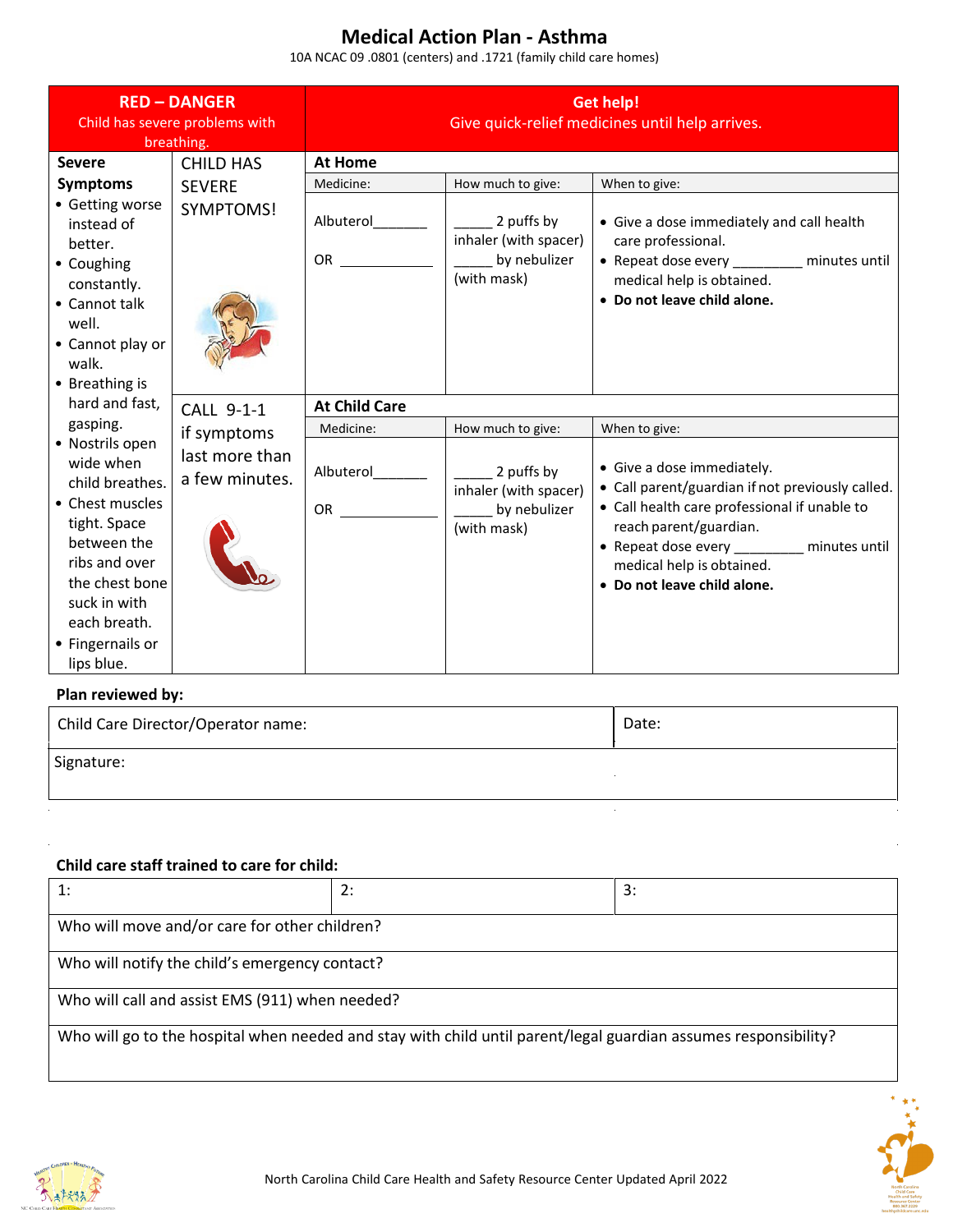# Medical Action Plan - Asthma

10A NCAC 09 .0801 (centers) and .1721 (family child care homes)

| **RED – DANGER** Child has severe problems with breathing. | | **Get help!** Give quick-relief medicines until help arrives. | | |
|---|---|---|---|---|
| **Severe Symptoms** | CHILD HAS SEVERE SYMPTOMS! | **At Home** | | |
| | | Medicine: | How much to give: | When to give: |
| • Getting worse instead of better. • Coughing constantly. • Cannot talk well. • Cannot play or walk. • Breathing is hard and fast, gasping. • Nostrils open wide when child breathes. • Chest muscles tight. Space between the ribs and over the chest bone suck in with each breath. • Fingernails or lips blue. | | Albuterol_______ OR ____________ | _____ 2 puffs by inhaler (with spacer) _____ by nebulizer (with mask) | • Give a dose immediately and call health care professional. • Repeat dose every _________ minutes until medical help is obtained. • **Do not leave child alone.** |
| | CALL 9-1-1 if symptoms last more than a few minutes. | **At Child Care** | | |
| | | Medicine: | How much to give: | When to give: |
| | | Albuterol_______ OR ____________ | _____ 2 puffs by inhaler (with spacer) _____ by nebulizer (with mask) | • Give a dose immediately. • Call parent/guardian if not previously called. • Call health care professional if unable to reach parent/guardian. • Repeat dose every _________ minutes until medical help is obtained. • **Do not leave child alone.** |

**Plan reviewed by:**

| | |
|---|---|
| Child Care Director/Operator name: | Date: |
| Signature: | |

**Child care staff trained to care for child:**

| | | |
|---|---|---|
| 1: | 2: | 3: |
| Who will move and/or care for other children? | | |
| Who will notify the child's emergency contact? | | |
| Who will call and assist EMS (911) when needed? | | |
| Who will go to the hospital when needed and stay with child until parent/legal guardian assumes responsibility? | | |

North Carolina Child Care Health and Safety Resource Center Updated April 2022